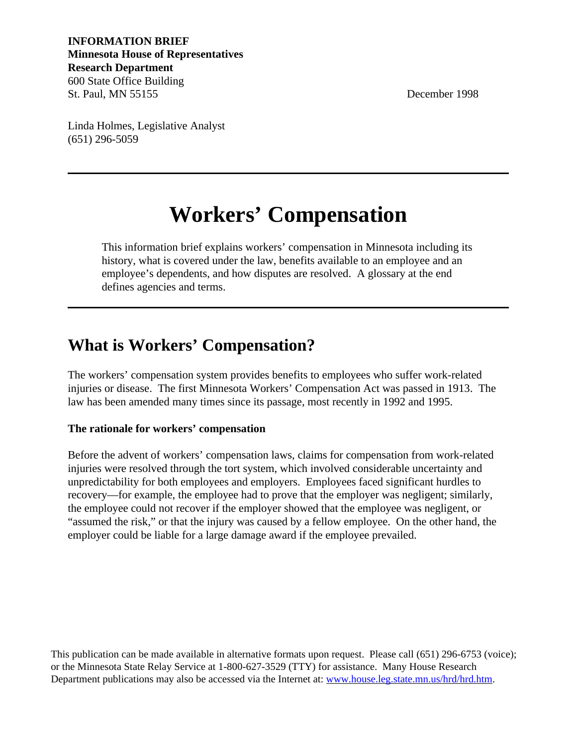**INFORMATION BRIEF**
**Minnesota House of Representatives**
**Research Department**
600 State Office Building
St. Paul, MN 55155

December 1998

Linda Holmes, Legislative Analyst
(651) 296-5059

---

# Workers' Compensation

This information brief explains workers' compensation in Minnesota including its history, what is covered under the law, benefits available to an employee and an employee's dependents, and how disputes are resolved. A glossary at the end defines agencies and terms.

---

## What is Workers' Compensation?

The workers' compensation system provides benefits to employees who suffer work-related injuries or disease. The first Minnesota Workers' Compensation Act was passed in 1913. The law has been amended many times since its passage, most recently in 1992 and 1995.

### The rationale for workers' compensation

Before the advent of workers' compensation laws, claims for compensation from work-related injuries were resolved through the tort system, which involved considerable uncertainty and unpredictability for both employees and employers. Employees faced significant hurdles to recovery—for example, the employee had to prove that the employer was negligent; similarly, the employee could not recover if the employer showed that the employee was negligent, or "assumed the risk," or that the injury was caused by a fellow employee. On the other hand, the employer could be liable for a large damage award if the employee prevailed.

This publication can be made available in alternative formats upon request. Please call (651) 296-6753 (voice); or the Minnesota State Relay Service at 1-800-627-3529 (TTY) for assistance. Many House Research Department publications may also be accessed via the Internet at: www.house.leg.state.mn.us/hrd/hrd.htm.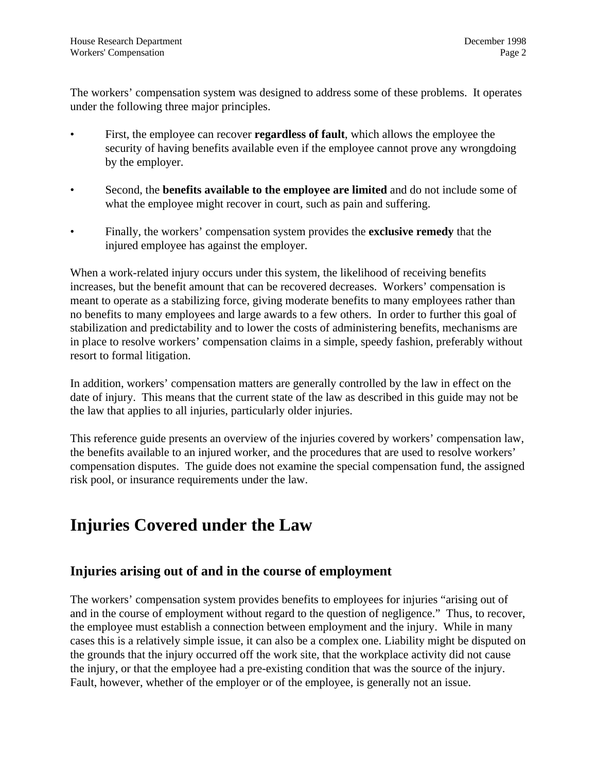The workers' compensation system was designed to address some of these problems. It operates under the following three major principles.

- First, the employee can recover **regardless of fault**, which allows the employee the security of having benefits available even if the employee cannot prove any wrongdoing by the employer.
- Second, the **benefits available to the employee are limited** and do not include some of what the employee might recover in court, such as pain and suffering.
- Finally, the workers' compensation system provides the **exclusive remedy** that the injured employee has against the employer.

When a work-related injury occurs under this system, the likelihood of receiving benefits increases, but the benefit amount that can be recovered decreases. Workers' compensation is meant to operate as a stabilizing force, giving moderate benefits to many employees rather than no benefits to many employees and large awards to a few others. In order to further this goal of stabilization and predictability and to lower the costs of administering benefits, mechanisms are in place to resolve workers' compensation claims in a simple, speedy fashion, preferably without resort to formal litigation.

In addition, workers' compensation matters are generally controlled by the law in effect on the date of injury. This means that the current state of the law as described in this guide may not be the law that applies to all injuries, particularly older injuries.

This reference guide presents an overview of the injuries covered by workers' compensation law, the benefits available to an injured worker, and the procedures that are used to resolve workers' compensation disputes. The guide does not examine the special compensation fund, the assigned risk pool, or insurance requirements under the law.

# Injuries Covered under the Law

## Injuries arising out of and in the course of employment

The workers' compensation system provides benefits to employees for injuries "arising out of and in the course of employment without regard to the question of negligence." Thus, to recover, the employee must establish a connection between employment and the injury. While in many cases this is a relatively simple issue, it can also be a complex one. Liability might be disputed on the grounds that the injury occurred off the work site, that the workplace activity did not cause the injury, or that the employee had a pre-existing condition that was the source of the injury. Fault, however, whether of the employer or of the employee, is generally not an issue.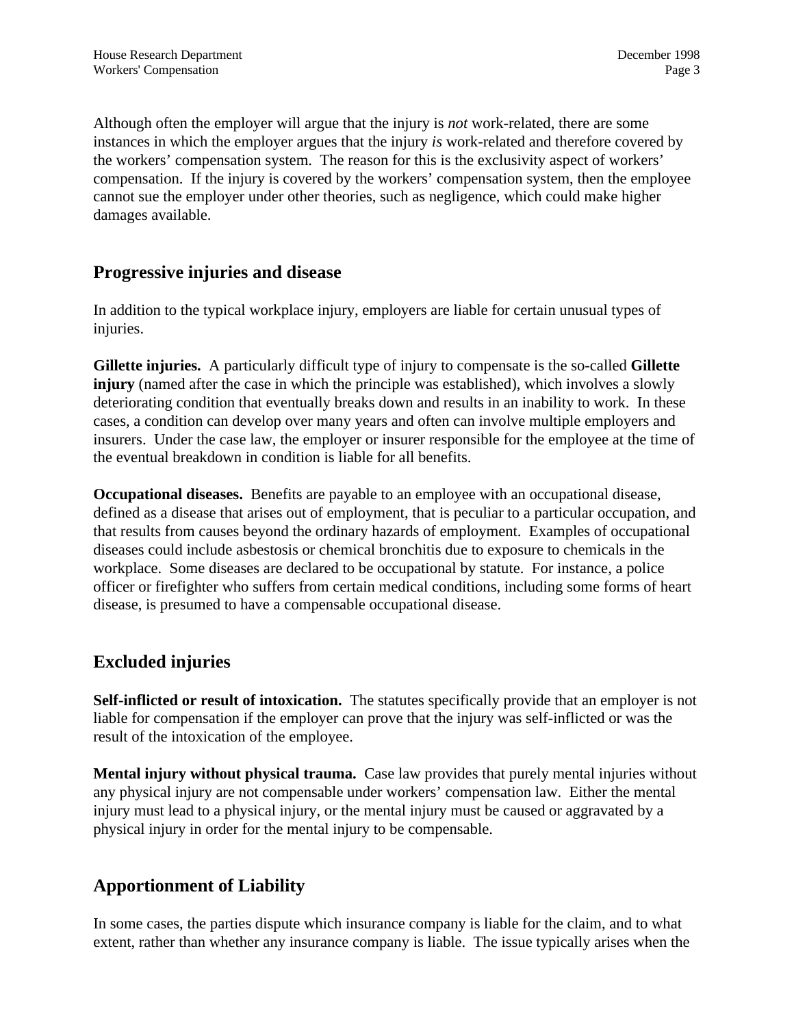Although often the employer will argue that the injury is *not* work-related, there are some instances in which the employer argues that the injury *is* work-related and therefore covered by the workers' compensation system. The reason for this is the exclusivity aspect of workers' compensation. If the injury is covered by the workers' compensation system, then the employee cannot sue the employer under other theories, such as negligence, which could make higher damages available.

## Progressive injuries and disease

In addition to the typical workplace injury, employers are liable for certain unusual types of injuries.

**Gillette injuries.** A particularly difficult type of injury to compensate is the so-called **Gillette injury** (named after the case in which the principle was established), which involves a slowly deteriorating condition that eventually breaks down and results in an inability to work. In these cases, a condition can develop over many years and often can involve multiple employers and insurers. Under the case law, the employer or insurer responsible for the employee at the time of the eventual breakdown in condition is liable for all benefits.

**Occupational diseases.** Benefits are payable to an employee with an occupational disease, defined as a disease that arises out of employment, that is peculiar to a particular occupation, and that results from causes beyond the ordinary hazards of employment. Examples of occupational diseases could include asbestosis or chemical bronchitis due to exposure to chemicals in the workplace. Some diseases are declared to be occupational by statute. For instance, a police officer or firefighter who suffers from certain medical conditions, including some forms of heart disease, is presumed to have a compensable occupational disease.

## Excluded injuries

**Self-inflicted or result of intoxication.** The statutes specifically provide that an employer is not liable for compensation if the employer can prove that the injury was self-inflicted or was the result of the intoxication of the employee.

**Mental injury without physical trauma.** Case law provides that purely mental injuries without any physical injury are not compensable under workers' compensation law. Either the mental injury must lead to a physical injury, or the mental injury must be caused or aggravated by a physical injury in order for the mental injury to be compensable.

## Apportionment of Liability

In some cases, the parties dispute which insurance company is liable for the claim, and to what extent, rather than whether any insurance company is liable. The issue typically arises when the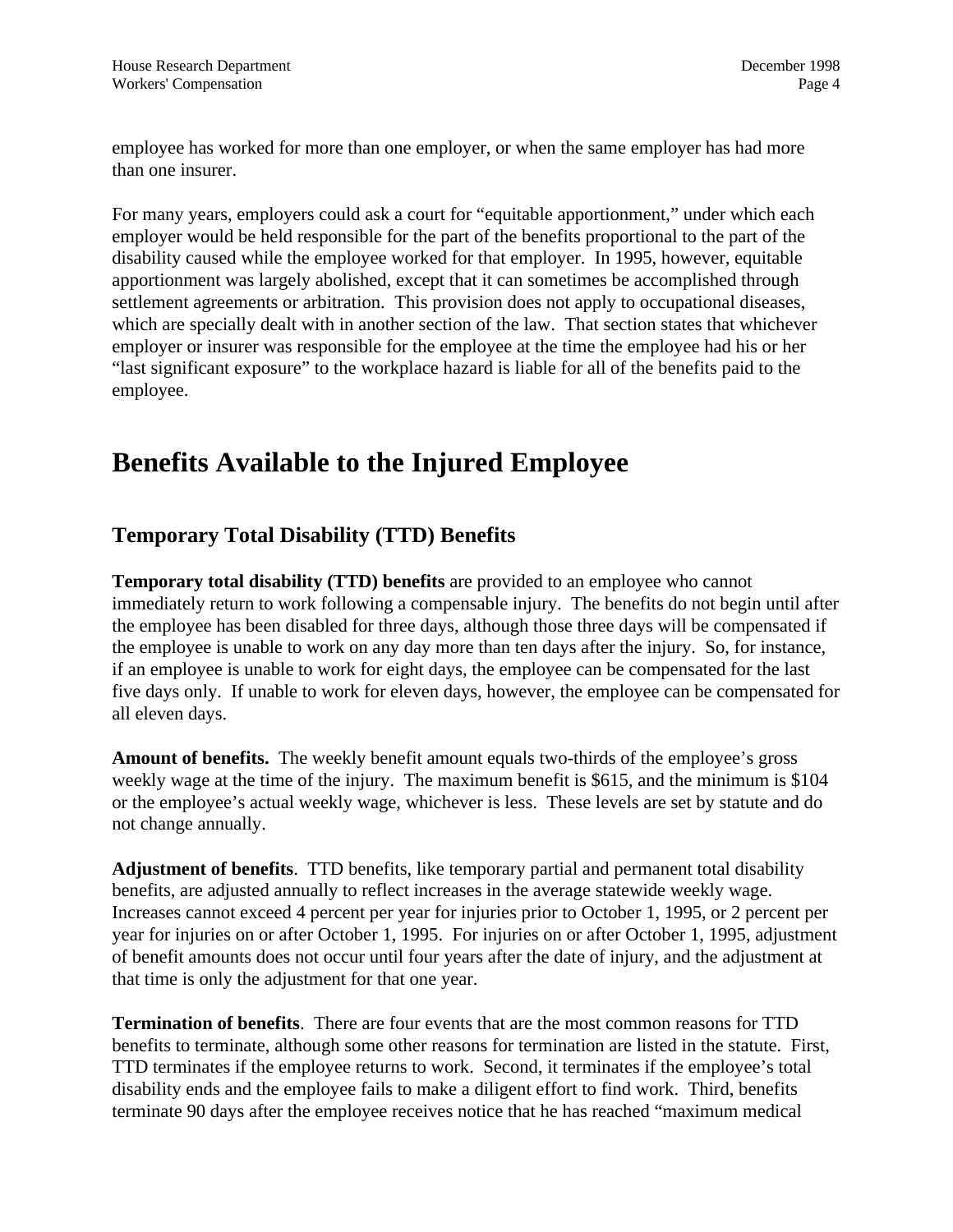employee has worked for more than one employer, or when the same employer has had more than one insurer.

For many years, employers could ask a court for "equitable apportionment," under which each employer would be held responsible for the part of the benefits proportional to the part of the disability caused while the employee worked for that employer. In 1995, however, equitable apportionment was largely abolished, except that it can sometimes be accomplished through settlement agreements or arbitration. This provision does not apply to occupational diseases, which are specially dealt with in another section of the law. That section states that whichever employer or insurer was responsible for the employee at the time the employee had his or her "last significant exposure" to the workplace hazard is liable for all of the benefits paid to the employee.

# Benefits Available to the Injured Employee

## Temporary Total Disability (TTD) Benefits

**Temporary total disability (TTD) benefits** are provided to an employee who cannot immediately return to work following a compensable injury. The benefits do not begin until after the employee has been disabled for three days, although those three days will be compensated if the employee is unable to work on any day more than ten days after the injury. So, for instance, if an employee is unable to work for eight days, the employee can be compensated for the last five days only. If unable to work for eleven days, however, the employee can be compensated for all eleven days.

**Amount of benefits.** The weekly benefit amount equals two-thirds of the employee's gross weekly wage at the time of the injury. The maximum benefit is $615, and the minimum is $104 or the employee's actual weekly wage, whichever is less. These levels are set by statute and do not change annually.

**Adjustment of benefits**. TTD benefits, like temporary partial and permanent total disability benefits, are adjusted annually to reflect increases in the average statewide weekly wage. Increases cannot exceed 4 percent per year for injuries prior to October 1, 1995, or 2 percent per year for injuries on or after October 1, 1995. For injuries on or after October 1, 1995, adjustment of benefit amounts does not occur until four years after the date of injury, and the adjustment at that time is only the adjustment for that one year.

**Termination of benefits**. There are four events that are the most common reasons for TTD benefits to terminate, although some other reasons for termination are listed in the statute. First, TTD terminates if the employee returns to work. Second, it terminates if the employee's total disability ends and the employee fails to make a diligent effort to find work. Third, benefits terminate 90 days after the employee receives notice that he has reached "maximum medical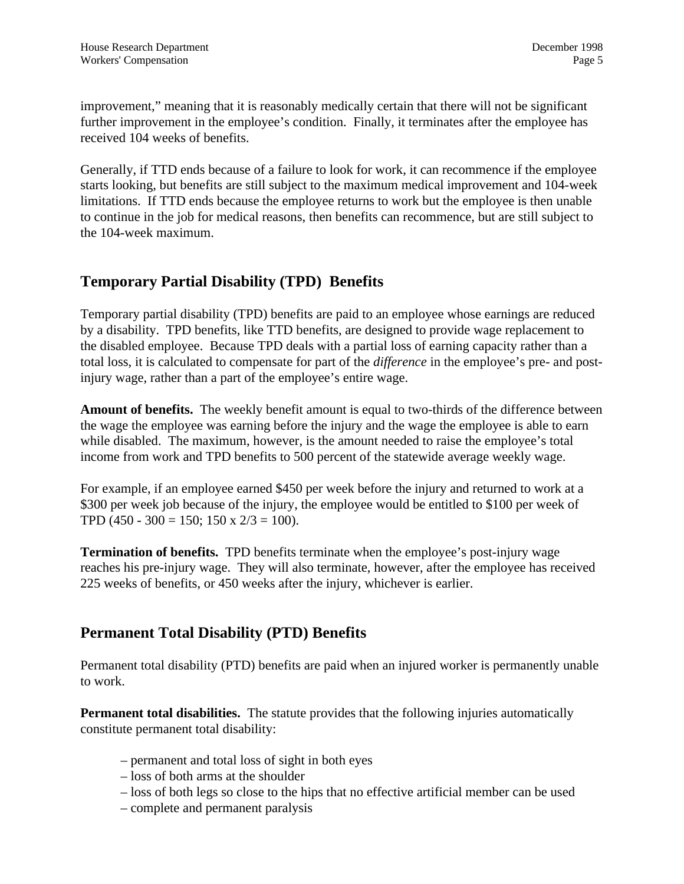improvement," meaning that it is reasonably medically certain that there will not be significant further improvement in the employee's condition. Finally, it terminates after the employee has received 104 weeks of benefits.

Generally, if TTD ends because of a failure to look for work, it can recommence if the employee starts looking, but benefits are still subject to the maximum medical improvement and 104-week limitations. If TTD ends because the employee returns to work but the employee is then unable to continue in the job for medical reasons, then benefits can recommence, but are still subject to the 104-week maximum.

## Temporary Partial Disability (TPD) Benefits

Temporary partial disability (TPD) benefits are paid to an employee whose earnings are reduced by a disability. TPD benefits, like TTD benefits, are designed to provide wage replacement to the disabled employee. Because TPD deals with a partial loss of earning capacity rather than a total loss, it is calculated to compensate for part of the *difference* in the employee's pre- and post-injury wage, rather than a part of the employee's entire wage.

**Amount of benefits.** The weekly benefit amount is equal to two-thirds of the difference between the wage the employee was earning before the injury and the wage the employee is able to earn while disabled. The maximum, however, is the amount needed to raise the employee's total income from work and TPD benefits to 500 percent of the statewide average weekly wage.

For example, if an employee earned $450 per week before the injury and returned to work at a $300 per week job because of the injury, the employee would be entitled to $100 per week of TPD (450 - 300 = 150; 150 x 2/3 = 100).

**Termination of benefits.** TPD benefits terminate when the employee's post-injury wage reaches his pre-injury wage. They will also terminate, however, after the employee has received 225 weeks of benefits, or 450 weeks after the injury, whichever is earlier.

## Permanent Total Disability (PTD) Benefits

Permanent total disability (PTD) benefits are paid when an injured worker is permanently unable to work.

**Permanent total disabilities.** The statute provides that the following injuries automatically constitute permanent total disability:

– permanent and total loss of sight in both eyes
– loss of both arms at the shoulder
– loss of both legs so close to the hips that no effective artificial member can be used
– complete and permanent paralysis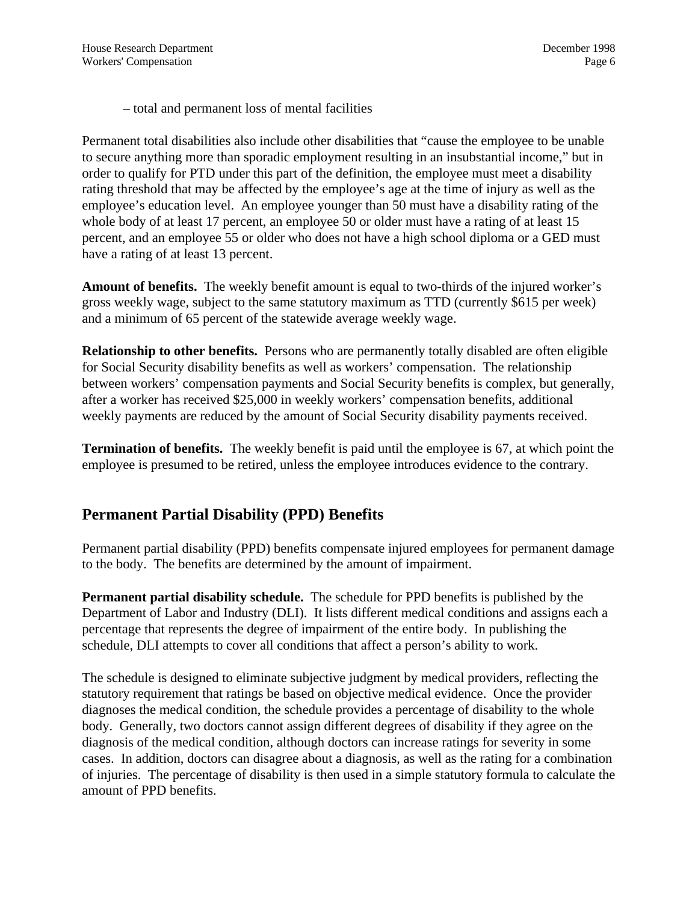– total and permanent loss of mental facilities

Permanent total disabilities also include other disabilities that "cause the employee to be unable to secure anything more than sporadic employment resulting in an insubstantial income," but in order to qualify for PTD under this part of the definition, the employee must meet a disability rating threshold that may be affected by the employee's age at the time of injury as well as the employee's education level. An employee younger than 50 must have a disability rating of the whole body of at least 17 percent, an employee 50 or older must have a rating of at least 15 percent, and an employee 55 or older who does not have a high school diploma or a GED must have a rating of at least 13 percent.

**Amount of benefits.** The weekly benefit amount is equal to two-thirds of the injured worker's gross weekly wage, subject to the same statutory maximum as TTD (currently $615 per week) and a minimum of 65 percent of the statewide average weekly wage.

**Relationship to other benefits.** Persons who are permanently totally disabled are often eligible for Social Security disability benefits as well as workers' compensation. The relationship between workers' compensation payments and Social Security benefits is complex, but generally, after a worker has received $25,000 in weekly workers' compensation benefits, additional weekly payments are reduced by the amount of Social Security disability payments received.

**Termination of benefits.** The weekly benefit is paid until the employee is 67, at which point the employee is presumed to be retired, unless the employee introduces evidence to the contrary.

## Permanent Partial Disability (PPD) Benefits

Permanent partial disability (PPD) benefits compensate injured employees for permanent damage to the body. The benefits are determined by the amount of impairment.

**Permanent partial disability schedule.** The schedule for PPD benefits is published by the Department of Labor and Industry (DLI). It lists different medical conditions and assigns each a percentage that represents the degree of impairment of the entire body. In publishing the schedule, DLI attempts to cover all conditions that affect a person's ability to work.

The schedule is designed to eliminate subjective judgment by medical providers, reflecting the statutory requirement that ratings be based on objective medical evidence. Once the provider diagnoses the medical condition, the schedule provides a percentage of disability to the whole body. Generally, two doctors cannot assign different degrees of disability if they agree on the diagnosis of the medical condition, although doctors can increase ratings for severity in some cases. In addition, doctors can disagree about a diagnosis, as well as the rating for a combination of injuries. The percentage of disability is then used in a simple statutory formula to calculate the amount of PPD benefits.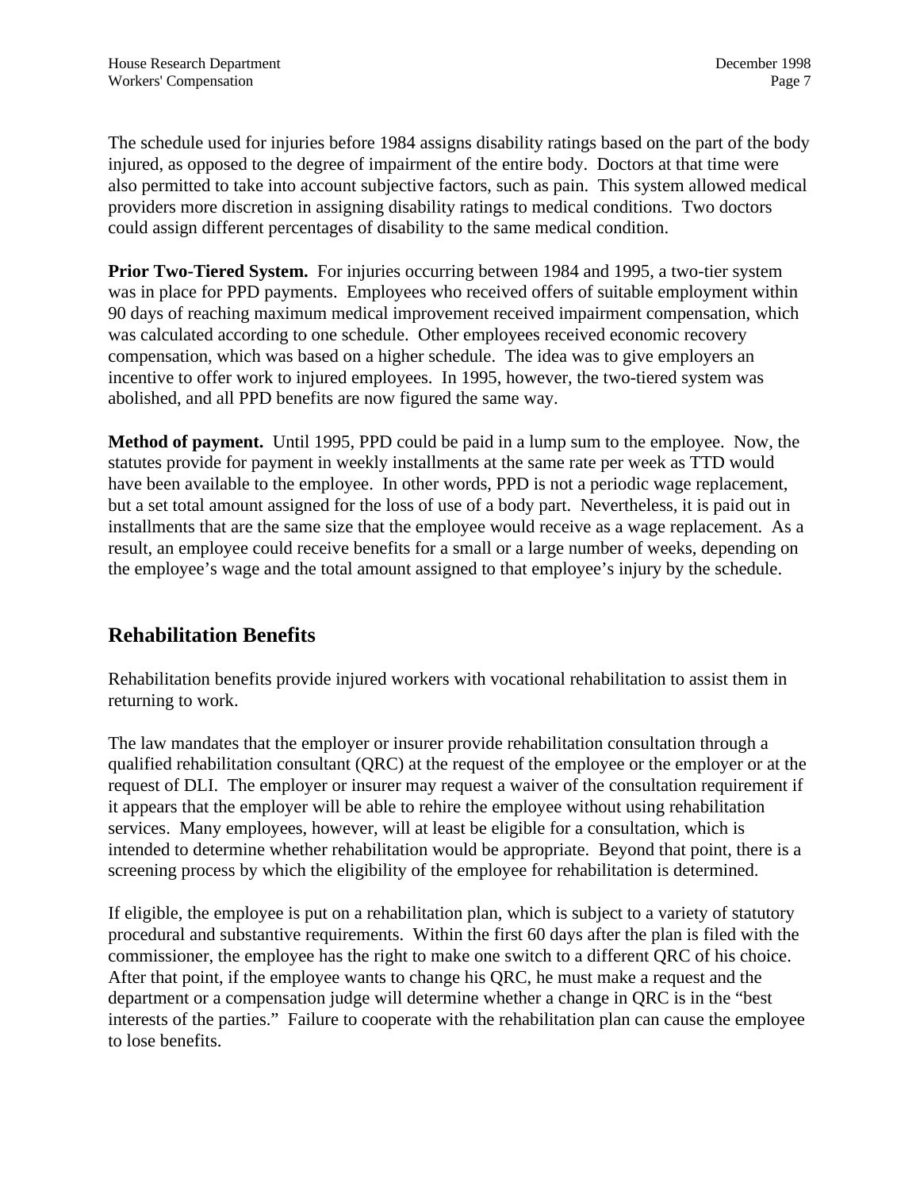The schedule used for injuries before 1984 assigns disability ratings based on the part of the body injured, as opposed to the degree of impairment of the entire body. Doctors at that time were also permitted to take into account subjective factors, such as pain. This system allowed medical providers more discretion in assigning disability ratings to medical conditions. Two doctors could assign different percentages of disability to the same medical condition.

**Prior Two-Tiered System.** For injuries occurring between 1984 and 1995, a two-tier system was in place for PPD payments. Employees who received offers of suitable employment within 90 days of reaching maximum medical improvement received impairment compensation, which was calculated according to one schedule. Other employees received economic recovery compensation, which was based on a higher schedule. The idea was to give employers an incentive to offer work to injured employees. In 1995, however, the two-tiered system was abolished, and all PPD benefits are now figured the same way.

**Method of payment.** Until 1995, PPD could be paid in a lump sum to the employee. Now, the statutes provide for payment in weekly installments at the same rate per week as TTD would have been available to the employee. In other words, PPD is not a periodic wage replacement, but a set total amount assigned for the loss of use of a body part. Nevertheless, it is paid out in installments that are the same size that the employee would receive as a wage replacement. As a result, an employee could receive benefits for a small or a large number of weeks, depending on the employee's wage and the total amount assigned to that employee's injury by the schedule.

## Rehabilitation Benefits

Rehabilitation benefits provide injured workers with vocational rehabilitation to assist them in returning to work.

The law mandates that the employer or insurer provide rehabilitation consultation through a qualified rehabilitation consultant (QRC) at the request of the employee or the employer or at the request of DLI. The employer or insurer may request a waiver of the consultation requirement if it appears that the employer will be able to rehire the employee without using rehabilitation services. Many employees, however, will at least be eligible for a consultation, which is intended to determine whether rehabilitation would be appropriate. Beyond that point, there is a screening process by which the eligibility of the employee for rehabilitation is determined.

If eligible, the employee is put on a rehabilitation plan, which is subject to a variety of statutory procedural and substantive requirements. Within the first 60 days after the plan is filed with the commissioner, the employee has the right to make one switch to a different QRC of his choice. After that point, if the employee wants to change his QRC, he must make a request and the department or a compensation judge will determine whether a change in QRC is in the "best interests of the parties." Failure to cooperate with the rehabilitation plan can cause the employee to lose benefits.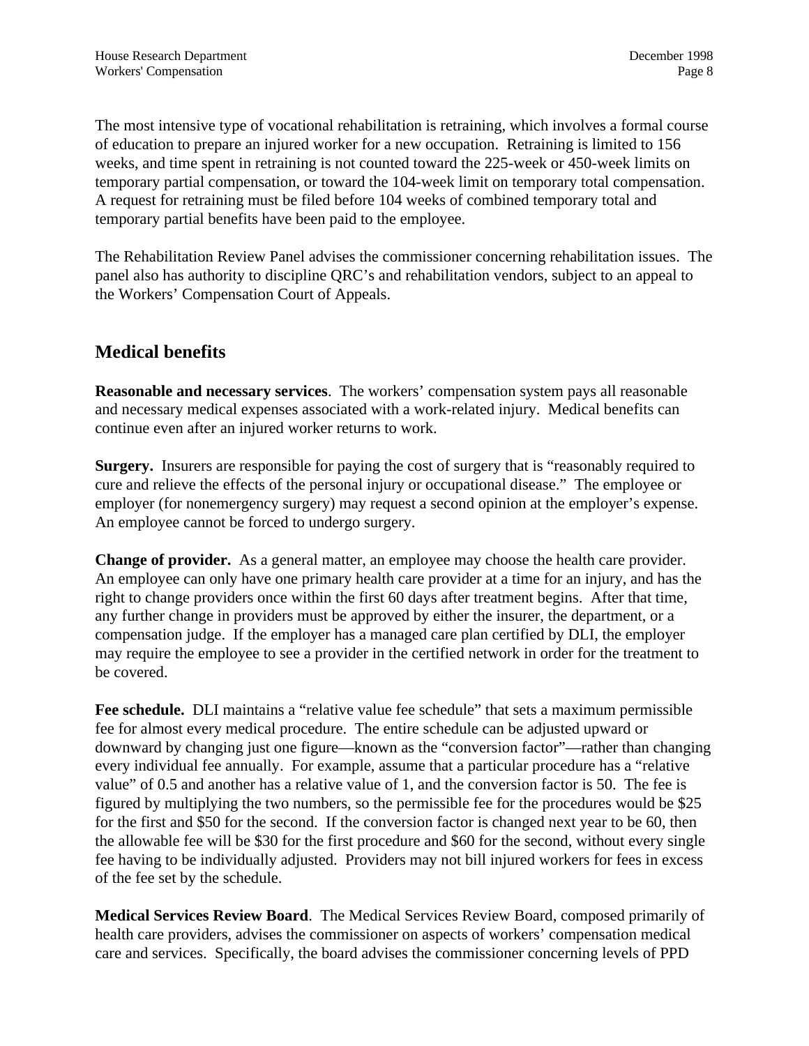The most intensive type of vocational rehabilitation is retraining, which involves a formal course of education to prepare an injured worker for a new occupation. Retraining is limited to 156 weeks, and time spent in retraining is not counted toward the 225-week or 450-week limits on temporary partial compensation, or toward the 104-week limit on temporary total compensation. A request for retraining must be filed before 104 weeks of combined temporary total and temporary partial benefits have been paid to the employee.

The Rehabilitation Review Panel advises the commissioner concerning rehabilitation issues. The panel also has authority to discipline QRC's and rehabilitation vendors, subject to an appeal to the Workers' Compensation Court of Appeals.

## Medical benefits

**Reasonable and necessary services**. The workers' compensation system pays all reasonable and necessary medical expenses associated with a work-related injury. Medical benefits can continue even after an injured worker returns to work.

**Surgery.** Insurers are responsible for paying the cost of surgery that is "reasonably required to cure and relieve the effects of the personal injury or occupational disease." The employee or employer (for nonemergency surgery) may request a second opinion at the employer's expense. An employee cannot be forced to undergo surgery.

**Change of provider.** As a general matter, an employee may choose the health care provider. An employee can only have one primary health care provider at a time for an injury, and has the right to change providers once within the first 60 days after treatment begins. After that time, any further change in providers must be approved by either the insurer, the department, or a compensation judge. If the employer has a managed care plan certified by DLI, the employer may require the employee to see a provider in the certified network in order for the treatment to be covered.

**Fee schedule.** DLI maintains a "relative value fee schedule" that sets a maximum permissible fee for almost every medical procedure. The entire schedule can be adjusted upward or downward by changing just one figure—known as the "conversion factor"—rather than changing every individual fee annually. For example, assume that a particular procedure has a "relative value" of 0.5 and another has a relative value of 1, and the conversion factor is 50. The fee is figured by multiplying the two numbers, so the permissible fee for the procedures would be $25 for the first and $50 for the second. If the conversion factor is changed next year to be 60, then the allowable fee will be $30 for the first procedure and $60 for the second, without every single fee having to be individually adjusted. Providers may not bill injured workers for fees in excess of the fee set by the schedule.

**Medical Services Review Board**. The Medical Services Review Board, composed primarily of health care providers, advises the commissioner on aspects of workers' compensation medical care and services. Specifically, the board advises the commissioner concerning levels of PPD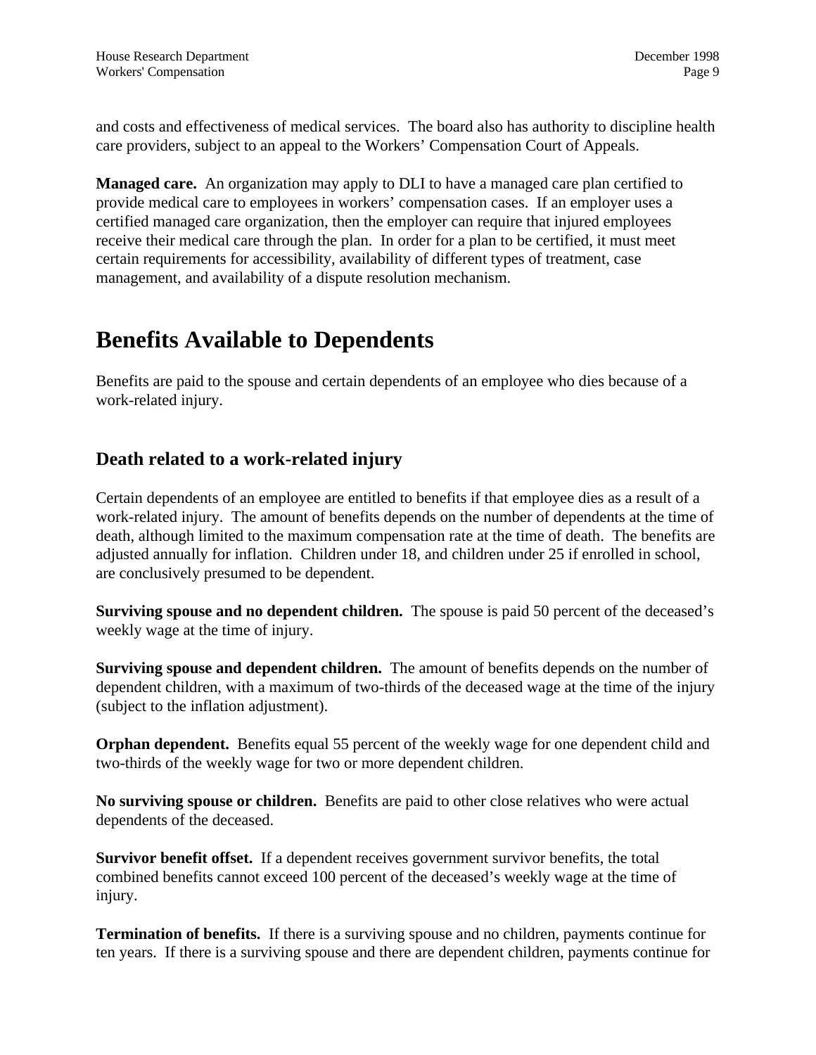and costs and effectiveness of medical services. The board also has authority to discipline health care providers, subject to an appeal to the Workers' Compensation Court of Appeals.

**Managed care.** An organization may apply to DLI to have a managed care plan certified to provide medical care to employees in workers' compensation cases. If an employer uses a certified managed care organization, then the employer can require that injured employees receive their medical care through the plan. In order for a plan to be certified, it must meet certain requirements for accessibility, availability of different types of treatment, case management, and availability of a dispute resolution mechanism.

# Benefits Available to Dependents

Benefits are paid to the spouse and certain dependents of an employee who dies because of a work-related injury.

## Death related to a work-related injury

Certain dependents of an employee are entitled to benefits if that employee dies as a result of a work-related injury. The amount of benefits depends on the number of dependents at the time of death, although limited to the maximum compensation rate at the time of death. The benefits are adjusted annually for inflation. Children under 18, and children under 25 if enrolled in school, are conclusively presumed to be dependent.

**Surviving spouse and no dependent children.** The spouse is paid 50 percent of the deceased's weekly wage at the time of injury.

**Surviving spouse and dependent children.** The amount of benefits depends on the number of dependent children, with a maximum of two-thirds of the deceased wage at the time of the injury (subject to the inflation adjustment).

**Orphan dependent.** Benefits equal 55 percent of the weekly wage for one dependent child and two-thirds of the weekly wage for two or more dependent children.

**No surviving spouse or children.** Benefits are paid to other close relatives who were actual dependents of the deceased.

**Survivor benefit offset.** If a dependent receives government survivor benefits, the total combined benefits cannot exceed 100 percent of the deceased's weekly wage at the time of injury.

**Termination of benefits.** If there is a surviving spouse and no children, payments continue for ten years. If there is a surviving spouse and there are dependent children, payments continue for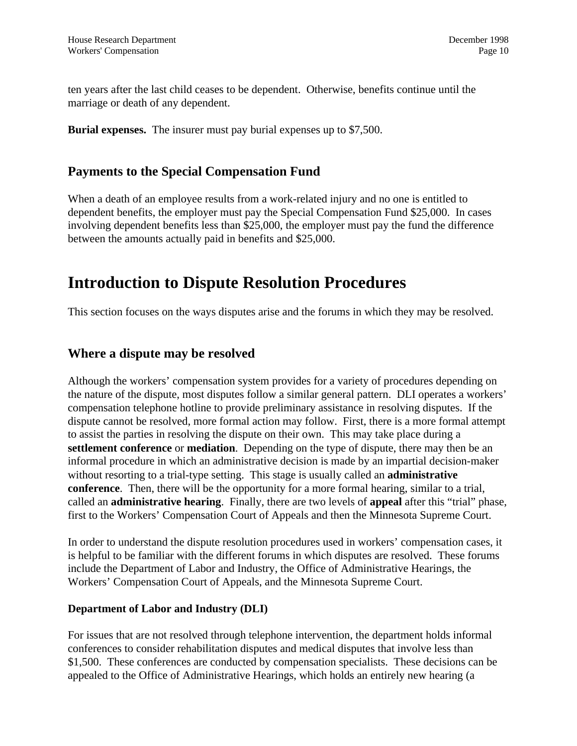ten years after the last child ceases to be dependent. Otherwise, benefits continue until the marriage or death of any dependent.

**Burial expenses.** The insurer must pay burial expenses up to $7,500.

## Payments to the Special Compensation Fund

When a death of an employee results from a work-related injury and no one is entitled to dependent benefits, the employer must pay the Special Compensation Fund $25,000. In cases involving dependent benefits less than $25,000, the employer must pay the fund the difference between the amounts actually paid in benefits and $25,000.

# Introduction to Dispute Resolution Procedures

This section focuses on the ways disputes arise and the forums in which they may be resolved.

## Where a dispute may be resolved

Although the workers' compensation system provides for a variety of procedures depending on the nature of the dispute, most disputes follow a similar general pattern. DLI operates a workers' compensation telephone hotline to provide preliminary assistance in resolving disputes. If the dispute cannot be resolved, more formal action may follow. First, there is a more formal attempt to assist the parties in resolving the dispute on their own. This may take place during a **settlement conference** or **mediation**. Depending on the type of dispute, there may then be an informal procedure in which an administrative decision is made by an impartial decision-maker without resorting to a trial-type setting. This stage is usually called an **administrative conference**. Then, there will be the opportunity for a more formal hearing, similar to a trial, called an **administrative hearing**. Finally, there are two levels of **appeal** after this "trial" phase, first to the Workers' Compensation Court of Appeals and then the Minnesota Supreme Court.

In order to understand the dispute resolution procedures used in workers' compensation cases, it is helpful to be familiar with the different forums in which disputes are resolved. These forums include the Department of Labor and Industry, the Office of Administrative Hearings, the Workers' Compensation Court of Appeals, and the Minnesota Supreme Court.

### Department of Labor and Industry (DLI)

For issues that are not resolved through telephone intervention, the department holds informal conferences to consider rehabilitation disputes and medical disputes that involve less than $1,500. These conferences are conducted by compensation specialists. These decisions can be appealed to the Office of Administrative Hearings, which holds an entirely new hearing (a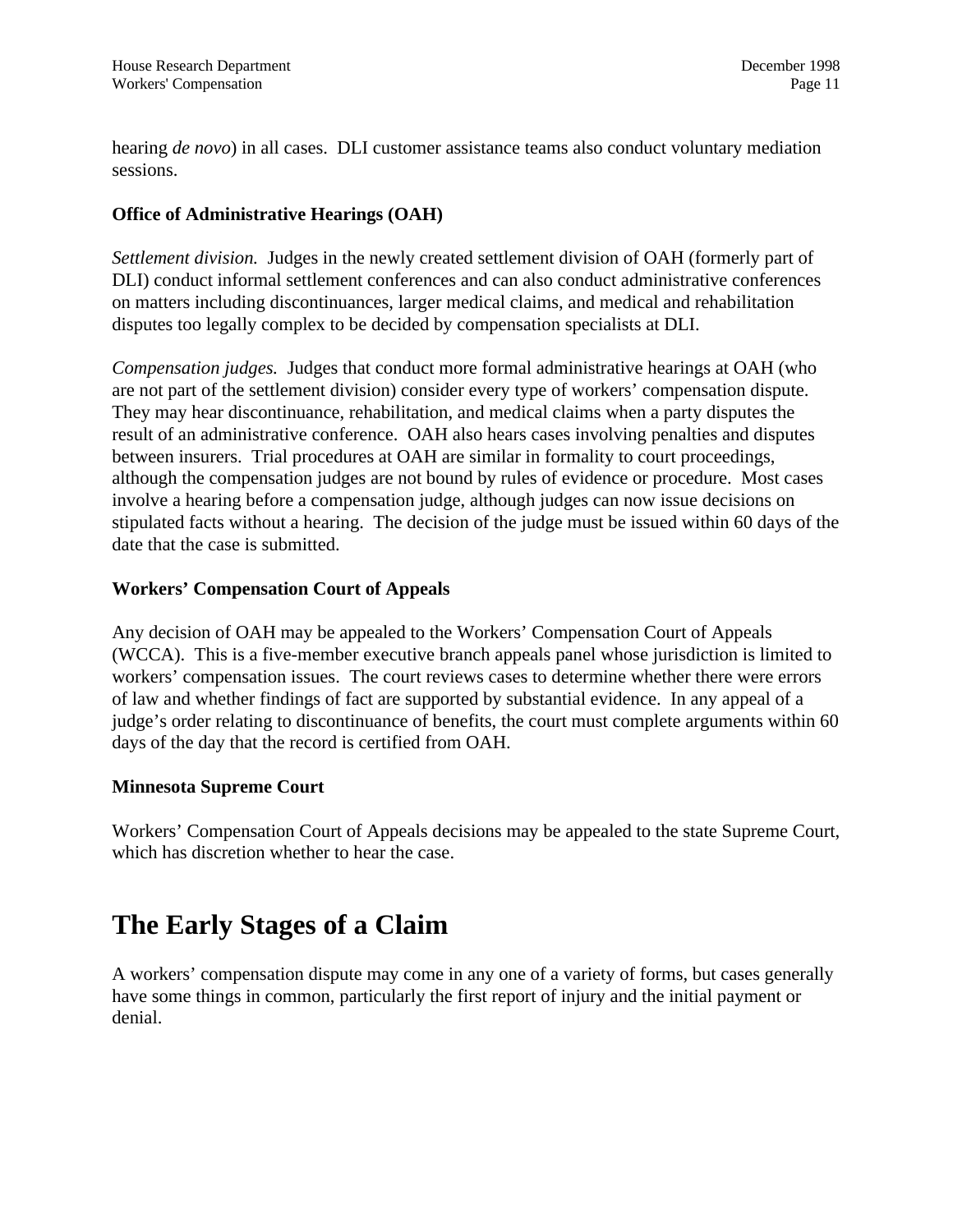hearing *de novo*) in all cases. DLI customer assistance teams also conduct voluntary mediation sessions.

### Office of Administrative Hearings (OAH)

*Settlement division.* Judges in the newly created settlement division of OAH (formerly part of DLI) conduct informal settlement conferences and can also conduct administrative conferences on matters including discontinuances, larger medical claims, and medical and rehabilitation disputes too legally complex to be decided by compensation specialists at DLI.

*Compensation judges.* Judges that conduct more formal administrative hearings at OAH (who are not part of the settlement division) consider every type of workers' compensation dispute. They may hear discontinuance, rehabilitation, and medical claims when a party disputes the result of an administrative conference. OAH also hears cases involving penalties and disputes between insurers. Trial procedures at OAH are similar in formality to court proceedings, although the compensation judges are not bound by rules of evidence or procedure. Most cases involve a hearing before a compensation judge, although judges can now issue decisions on stipulated facts without a hearing. The decision of the judge must be issued within 60 days of the date that the case is submitted.

### Workers' Compensation Court of Appeals

Any decision of OAH may be appealed to the Workers' Compensation Court of Appeals (WCCA). This is a five-member executive branch appeals panel whose jurisdiction is limited to workers' compensation issues. The court reviews cases to determine whether there were errors of law and whether findings of fact are supported by substantial evidence. In any appeal of a judge's order relating to discontinuance of benefits, the court must complete arguments within 60 days of the day that the record is certified from OAH.

### Minnesota Supreme Court

Workers' Compensation Court of Appeals decisions may be appealed to the state Supreme Court, which has discretion whether to hear the case.

# The Early Stages of a Claim

A workers' compensation dispute may come in any one of a variety of forms, but cases generally have some things in common, particularly the first report of injury and the initial payment or denial.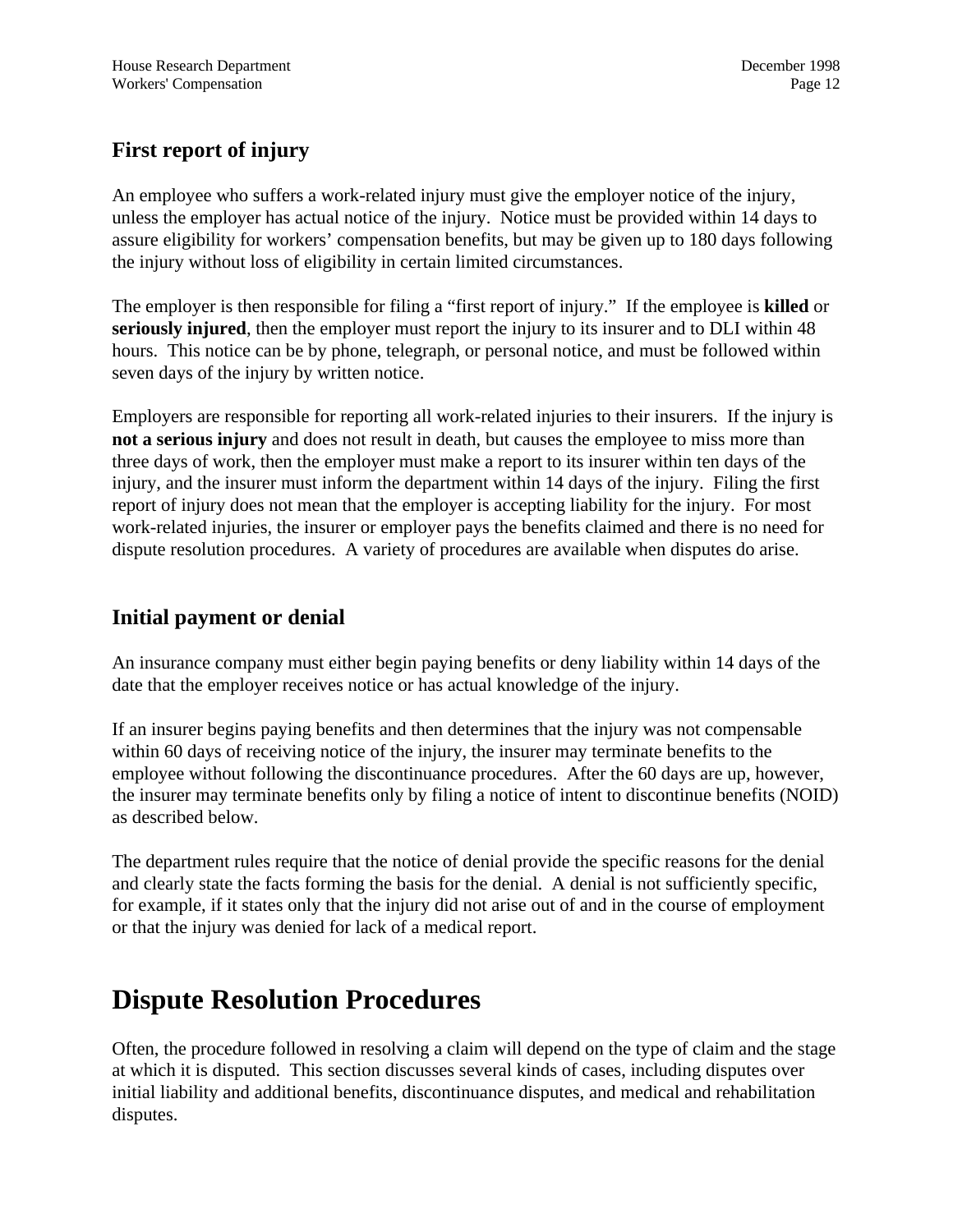### First report of injury

An employee who suffers a work-related injury must give the employer notice of the injury, unless the employer has actual notice of the injury. Notice must be provided within 14 days to assure eligibility for workers' compensation benefits, but may be given up to 180 days following the injury without loss of eligibility in certain limited circumstances.

The employer is then responsible for filing a "first report of injury." If the employee is **killed** or **seriously injured**, then the employer must report the injury to its insurer and to DLI within 48 hours. This notice can be by phone, telegraph, or personal notice, and must be followed within seven days of the injury by written notice.

Employers are responsible for reporting all work-related injuries to their insurers. If the injury is **not a serious injury** and does not result in death, but causes the employee to miss more than three days of work, then the employer must make a report to its insurer within ten days of the injury, and the insurer must inform the department within 14 days of the injury. Filing the first report of injury does not mean that the employer is accepting liability for the injury. For most work-related injuries, the insurer or employer pays the benefits claimed and there is no need for dispute resolution procedures. A variety of procedures are available when disputes do arise.

### Initial payment or denial

An insurance company must either begin paying benefits or deny liability within 14 days of the date that the employer receives notice or has actual knowledge of the injury.

If an insurer begins paying benefits and then determines that the injury was not compensable within 60 days of receiving notice of the injury, the insurer may terminate benefits to the employee without following the discontinuance procedures. After the 60 days are up, however, the insurer may terminate benefits only by filing a notice of intent to discontinue benefits (NOID) as described below.

The department rules require that the notice of denial provide the specific reasons for the denial and clearly state the facts forming the basis for the denial. A denial is not sufficiently specific, for example, if it states only that the injury did not arise out of and in the course of employment or that the injury was denied for lack of a medical report.

## Dispute Resolution Procedures

Often, the procedure followed in resolving a claim will depend on the type of claim and the stage at which it is disputed. This section discusses several kinds of cases, including disputes over initial liability and additional benefits, discontinuance disputes, and medical and rehabilitation disputes.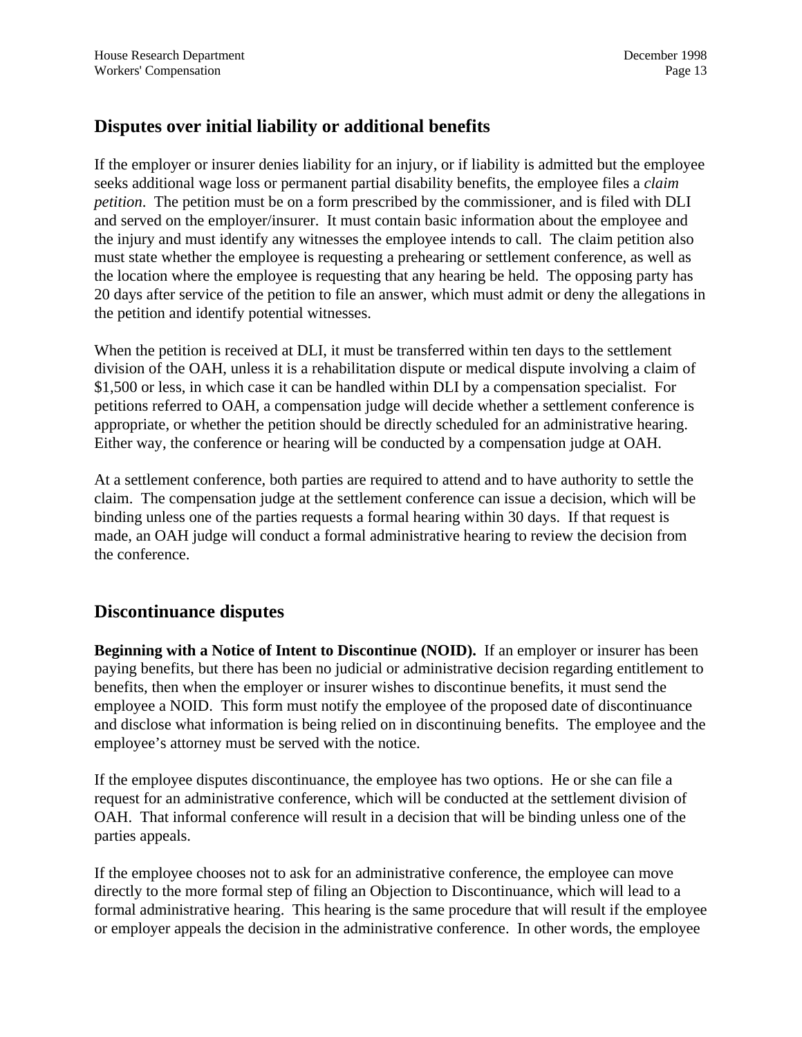## Disputes over initial liability or additional benefits

If the employer or insurer denies liability for an injury, or if liability is admitted but the employee seeks additional wage loss or permanent partial disability benefits, the employee files a *claim petition*. The petition must be on a form prescribed by the commissioner, and is filed with DLI and served on the employer/insurer. It must contain basic information about the employee and the injury and must identify any witnesses the employee intends to call. The claim petition also must state whether the employee is requesting a prehearing or settlement conference, as well as the location where the employee is requesting that any hearing be held. The opposing party has 20 days after service of the petition to file an answer, which must admit or deny the allegations in the petition and identify potential witnesses.

When the petition is received at DLI, it must be transferred within ten days to the settlement division of the OAH, unless it is a rehabilitation dispute or medical dispute involving a claim of $1,500 or less, in which case it can be handled within DLI by a compensation specialist. For petitions referred to OAH, a compensation judge will decide whether a settlement conference is appropriate, or whether the petition should be directly scheduled for an administrative hearing. Either way, the conference or hearing will be conducted by a compensation judge at OAH.

At a settlement conference, both parties are required to attend and to have authority to settle the claim. The compensation judge at the settlement conference can issue a decision, which will be binding unless one of the parties requests a formal hearing within 30 days. If that request is made, an OAH judge will conduct a formal administrative hearing to review the decision from the conference.

## Discontinuance disputes

**Beginning with a Notice of Intent to Discontinue (NOID).** If an employer or insurer has been paying benefits, but there has been no judicial or administrative decision regarding entitlement to benefits, then when the employer or insurer wishes to discontinue benefits, it must send the employee a NOID. This form must notify the employee of the proposed date of discontinuance and disclose what information is being relied on in discontinuing benefits. The employee and the employee's attorney must be served with the notice.

If the employee disputes discontinuance, the employee has two options. He or she can file a request for an administrative conference, which will be conducted at the settlement division of OAH. That informal conference will result in a decision that will be binding unless one of the parties appeals.

If the employee chooses not to ask for an administrative conference, the employee can move directly to the more formal step of filing an Objection to Discontinuance, which will lead to a formal administrative hearing. This hearing is the same procedure that will result if the employee or employer appeals the decision in the administrative conference. In other words, the employee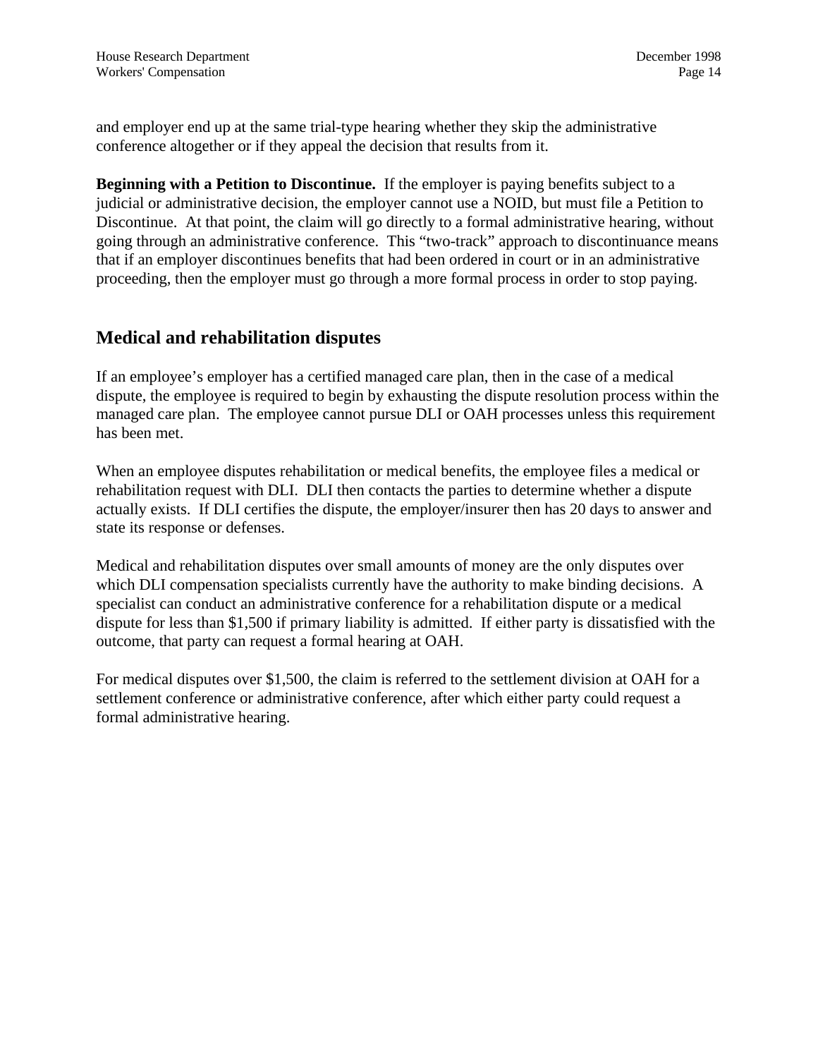and employer end up at the same trial-type hearing whether they skip the administrative conference altogether or if they appeal the decision that results from it.

**Beginning with a Petition to Discontinue.** If the employer is paying benefits subject to a judicial or administrative decision, the employer cannot use a NOID, but must file a Petition to Discontinue. At that point, the claim will go directly to a formal administrative hearing, without going through an administrative conference. This "two-track" approach to discontinuance means that if an employer discontinues benefits that had been ordered in court or in an administrative proceeding, then the employer must go through a more formal process in order to stop paying.

## Medical and rehabilitation disputes

If an employee's employer has a certified managed care plan, then in the case of a medical dispute, the employee is required to begin by exhausting the dispute resolution process within the managed care plan. The employee cannot pursue DLI or OAH processes unless this requirement has been met.

When an employee disputes rehabilitation or medical benefits, the employee files a medical or rehabilitation request with DLI. DLI then contacts the parties to determine whether a dispute actually exists. If DLI certifies the dispute, the employer/insurer then has 20 days to answer and state its response or defenses.

Medical and rehabilitation disputes over small amounts of money are the only disputes over which DLI compensation specialists currently have the authority to make binding decisions. A specialist can conduct an administrative conference for a rehabilitation dispute or a medical dispute for less than $1,500 if primary liability is admitted. If either party is dissatisfied with the outcome, that party can request a formal hearing at OAH.

For medical disputes over $1,500, the claim is referred to the settlement division at OAH for a settlement conference or administrative conference, after which either party could request a formal administrative hearing.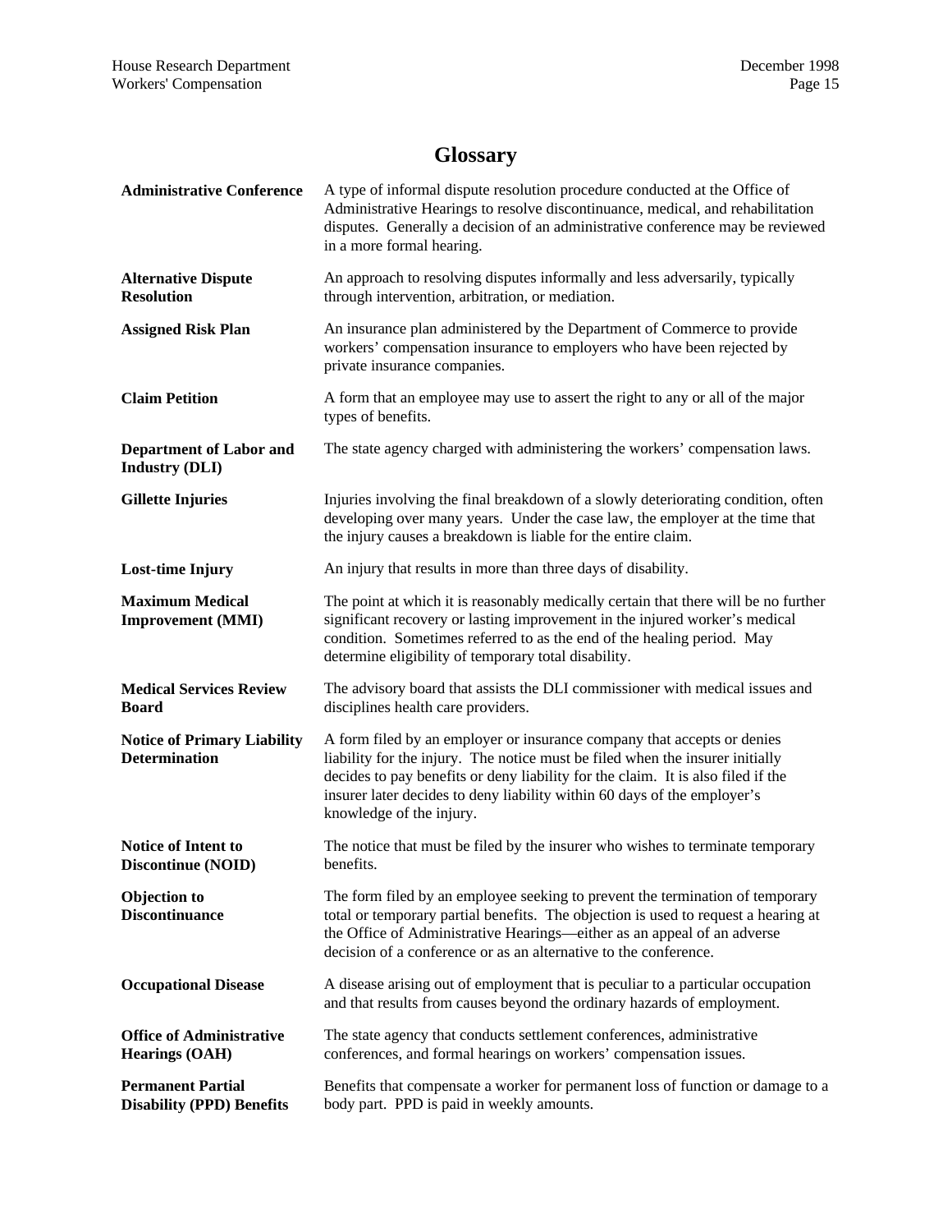# Glossary

**Administrative Conference** — A type of informal dispute resolution procedure conducted at the Office of Administrative Hearings to resolve discontinuance, medical, and rehabilitation disputes. Generally a decision of an administrative conference may be reviewed in a more formal hearing.

**Alternative Dispute Resolution** — An approach to resolving disputes informally and less adversarily, typically through intervention, arbitration, or mediation.

**Assigned Risk Plan** — An insurance plan administered by the Department of Commerce to provide workers' compensation insurance to employers who have been rejected by private insurance companies.

**Claim Petition** — A form that an employee may use to assert the right to any or all of the major types of benefits.

**Department of Labor and Industry (DLI)** — The state agency charged with administering the workers' compensation laws.

**Gillette Injuries** — Injuries involving the final breakdown of a slowly deteriorating condition, often developing over many years. Under the case law, the employer at the time that the injury causes a breakdown is liable for the entire claim.

**Lost-time Injury** — An injury that results in more than three days of disability.

**Maximum Medical Improvement (MMI)** — The point at which it is reasonably medically certain that there will be no further significant recovery or lasting improvement in the injured worker's medical condition. Sometimes referred to as the end of the healing period. May determine eligibility of temporary total disability.

**Medical Services Review Board** — The advisory board that assists the DLI commissioner with medical issues and disciplines health care providers.

**Notice of Primary Liability Determination** — A form filed by an employer or insurance company that accepts or denies liability for the injury. The notice must be filed when the insurer initially decides to pay benefits or deny liability for the claim. It is also filed if the insurer later decides to deny liability within 60 days of the employer's knowledge of the injury.

**Notice of Intent to Discontinue (NOID)** — The notice that must be filed by the insurer who wishes to terminate temporary benefits.

**Objection to Discontinuance** — The form filed by an employee seeking to prevent the termination of temporary total or temporary partial benefits. The objection is used to request a hearing at the Office of Administrative Hearings—either as an appeal of an adverse decision of a conference or as an alternative to the conference.

**Occupational Disease** — A disease arising out of employment that is peculiar to a particular occupation and that results from causes beyond the ordinary hazards of employment.

**Office of Administrative Hearings (OAH)** — The state agency that conducts settlement conferences, administrative conferences, and formal hearings on workers' compensation issues.

**Permanent Partial Disability (PPD) Benefits** — Benefits that compensate a worker for permanent loss of function or damage to a body part. PPD is paid in weekly amounts.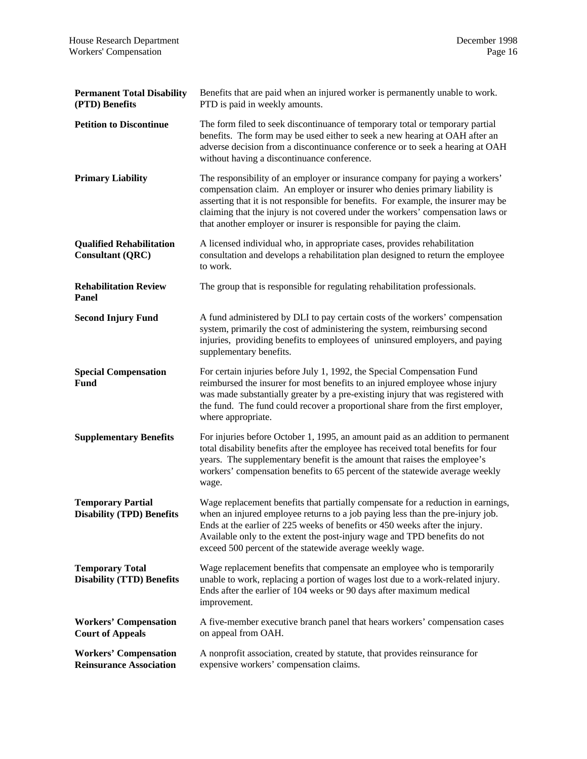| | |
|---|---|
| **Permanent Total Disability (PTD) Benefits** | Benefits that are paid when an injured worker is permanently unable to work. PTD is paid in weekly amounts. |
| **Petition to Discontinue** | The form filed to seek discontinuance of temporary total or temporary partial benefits. The form may be used either to seek a new hearing at OAH after an adverse decision from a discontinuance conference or to seek a hearing at OAH without having a discontinuance conference. |
| **Primary Liability** | The responsibility of an employer or insurance company for paying a workers' compensation claim. An employer or insurer who denies primary liability is asserting that it is not responsible for benefits. For example, the insurer may be claiming that the injury is not covered under the workers' compensation laws or that another employer or insurer is responsible for paying the claim. |
| **Qualified Rehabilitation Consultant (QRC)** | A licensed individual who, in appropriate cases, provides rehabilitation consultation and develops a rehabilitation plan designed to return the employee to work. |
| **Rehabilitation Review Panel** | The group that is responsible for regulating rehabilitation professionals. |
| **Second Injury Fund** | A fund administered by DLI to pay certain costs of the workers' compensation system, primarily the cost of administering the system, reimbursing second injuries, providing benefits to employees of uninsured employers, and paying supplementary benefits. |
| **Special Compensation Fund** | For certain injuries before July 1, 1992, the Special Compensation Fund reimbursed the insurer for most benefits to an injured employee whose injury was made substantially greater by a pre-existing injury that was registered with the fund. The fund could recover a proportional share from the first employer, where appropriate. |
| **Supplementary Benefits** | For injuries before October 1, 1995, an amount paid as an addition to permanent total disability benefits after the employee has received total benefits for four years. The supplementary benefit is the amount that raises the employee's workers' compensation benefits to 65 percent of the statewide average weekly wage. |
| **Temporary Partial Disability (TPD) Benefits** | Wage replacement benefits that partially compensate for a reduction in earnings, when an injured employee returns to a job paying less than the pre-injury job. Ends at the earlier of 225 weeks of benefits or 450 weeks after the injury. Available only to the extent the post-injury wage and TPD benefits do not exceed 500 percent of the statewide average weekly wage. |
| **Temporary Total Disability (TTD) Benefits** | Wage replacement benefits that compensate an employee who is temporarily unable to work, replacing a portion of wages lost due to a work-related injury. Ends after the earlier of 104 weeks or 90 days after maximum medical improvement. |
| **Workers' Compensation Court of Appeals** | A five-member executive branch panel that hears workers' compensation cases on appeal from OAH. |
| **Workers' Compensation Reinsurance Association** | A nonprofit association, created by statute, that provides reinsurance for expensive workers' compensation claims. |